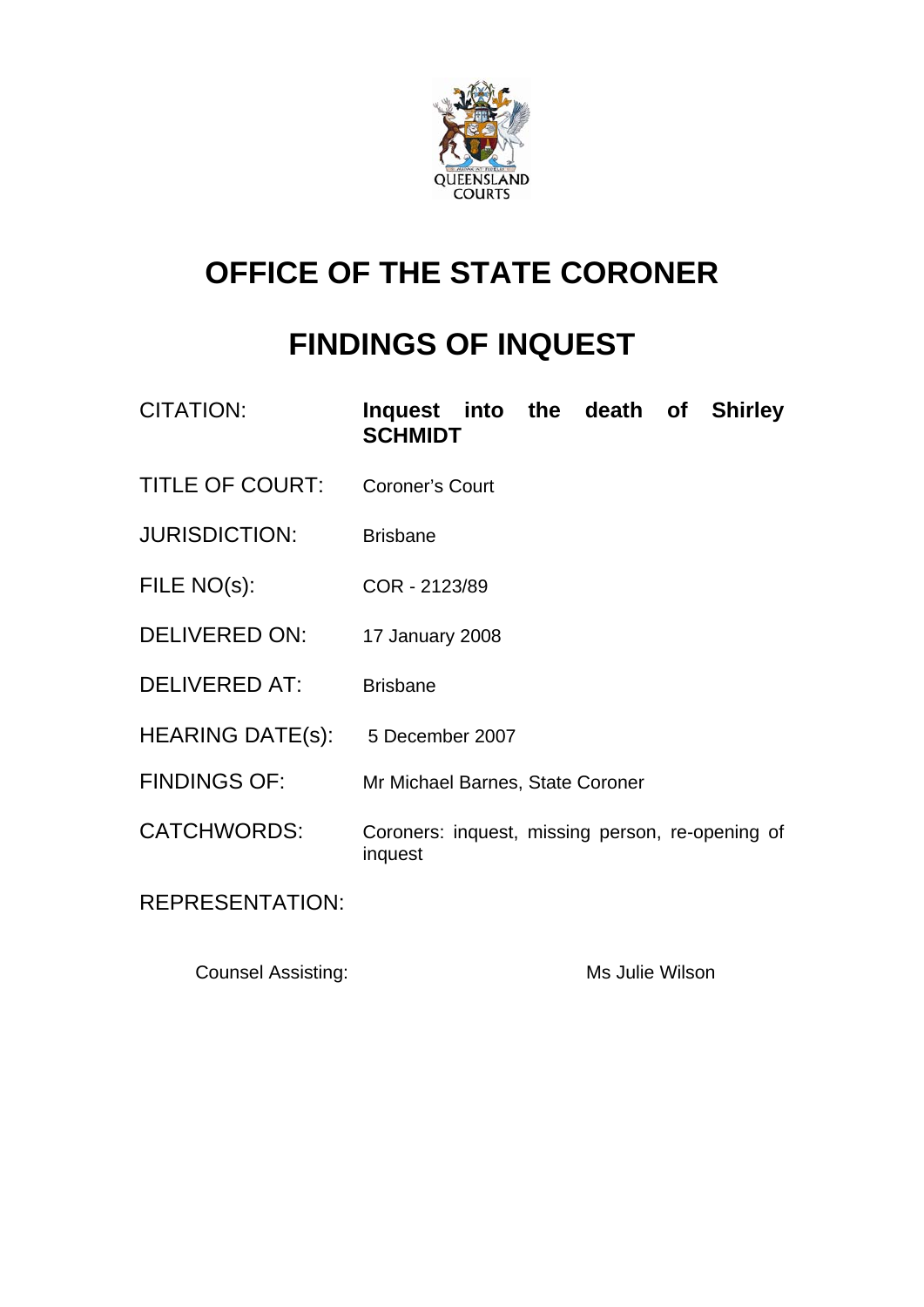QUEENSLAND COURTS

# OFFICE OF THE STATE CORONER

# FINDINGS OF INQUEST

| | |
|---|---|
| CITATION: | **Inquest into the death of Shirley SCHMIDT** |
| TITLE OF COURT: | Coroner's Court |
| JURISDICTION: | Brisbane |
| FILE NO(s): | COR - 2123/89 |
| DELIVERED ON: | 17 January 2008 |
| DELIVERED AT: | Brisbane |
| HEARING DATE(s): | 5 December 2007 |
| FINDINGS OF: | Mr Michael Barnes, State Coroner |
| CATCHWORDS: | Coroners: inquest, missing person, re-opening of inquest |

REPRESENTATION:

| | |
|---|---|
| Counsel Assisting: | Ms Julie Wilson |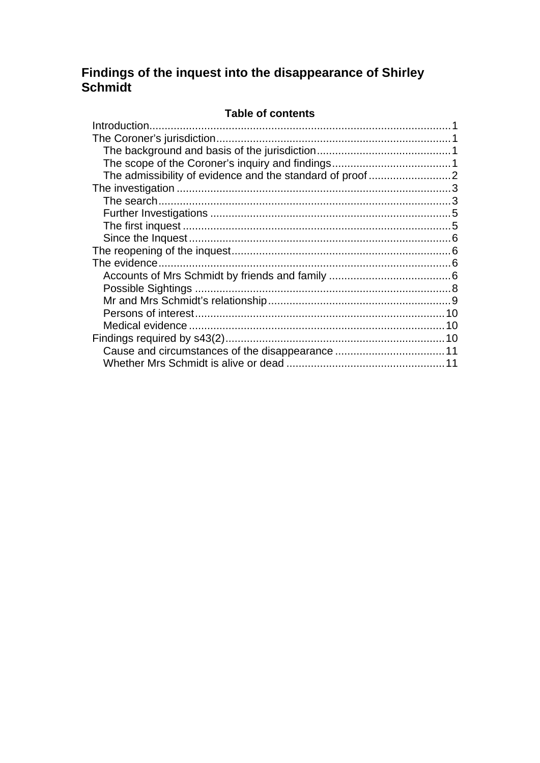# Findings of the inquest into the disappearance of Shirley Schmidt

**Table of contents**

- Introduction..........1
- The Coroner's jurisdiction..........1
  - The background and basis of the jurisdiction..........1
  - The scope of the Coroner's inquiry and findings..........1
  - The admissibility of evidence and the standard of proof..........2
- The investigation..........3
  - The search..........3
  - Further Investigations..........5
  - The first inquest..........5
  - Since the Inquest..........6
- The reopening of the inquest..........6
- The evidence..........6
  - Accounts of Mrs Schmidt by friends and family..........6
  - Possible Sightings..........8
  - Mr and Mrs Schmidt's relationship..........9
  - Persons of interest..........10
  - Medical evidence..........10
- Findings required by s43(2)..........10
  - Cause and circumstances of the disappearance..........11
  - Whether Mrs Schmidt is alive or dead..........11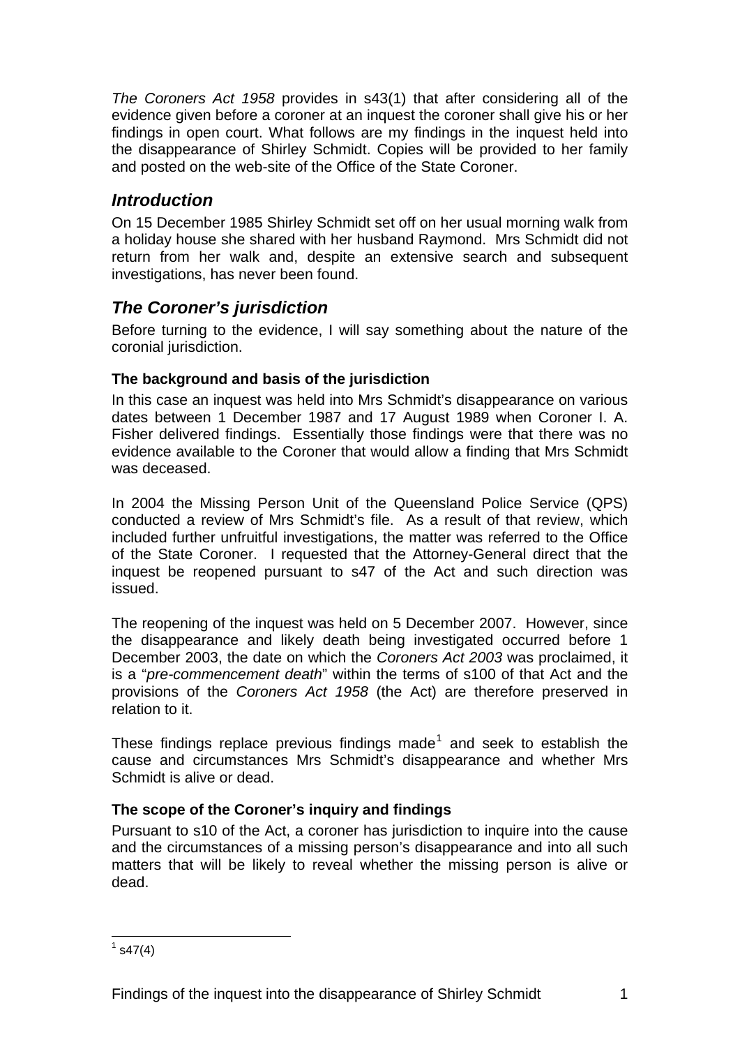*The Coroners Act 1958* provides in s43(1) that after considering all of the evidence given before a coroner at an inquest the coroner shall give his or her findings in open court. What follows are my findings in the inquest held into the disappearance of Shirley Schmidt. Copies will be provided to her family and posted on the web-site of the Office of the State Coroner.

## *Introduction*

On 15 December 1985 Shirley Schmidt set off on her usual morning walk from a holiday house she shared with her husband Raymond. Mrs Schmidt did not return from her walk and, despite an extensive search and subsequent investigations, has never been found.

## *The Coroner's jurisdiction*

Before turning to the evidence, I will say something about the nature of the coronial jurisdiction.

### The background and basis of the jurisdiction

In this case an inquest was held into Mrs Schmidt's disappearance on various dates between 1 December 1987 and 17 August 1989 when Coroner I. A. Fisher delivered findings. Essentially those findings were that there was no evidence available to the Coroner that would allow a finding that Mrs Schmidt was deceased.

In 2004 the Missing Person Unit of the Queensland Police Service (QPS) conducted a review of Mrs Schmidt's file. As a result of that review, which included further unfruitful investigations, the matter was referred to the Office of the State Coroner. I requested that the Attorney-General direct that the inquest be reopened pursuant to s47 of the Act and such direction was issued.

The reopening of the inquest was held on 5 December 2007. However, since the disappearance and likely death being investigated occurred before 1 December 2003, the date on which the *Coroners Act 2003* was proclaimed, it is a "*pre-commencement death*" within the terms of s100 of that Act and the provisions of the *Coroners Act 1958* (the Act) are therefore preserved in relation to it.

These findings replace previous findings made[1] and seek to establish the cause and circumstances Mrs Schmidt's disappearance and whether Mrs Schmidt is alive or dead.

### The scope of the Coroner's inquiry and findings

Pursuant to s10 of the Act, a coroner has jurisdiction to inquire into the cause and the circumstances of a missing person's disappearance and into all such matters that will be likely to reveal whether the missing person is alive or dead.

---

[1] s47(4)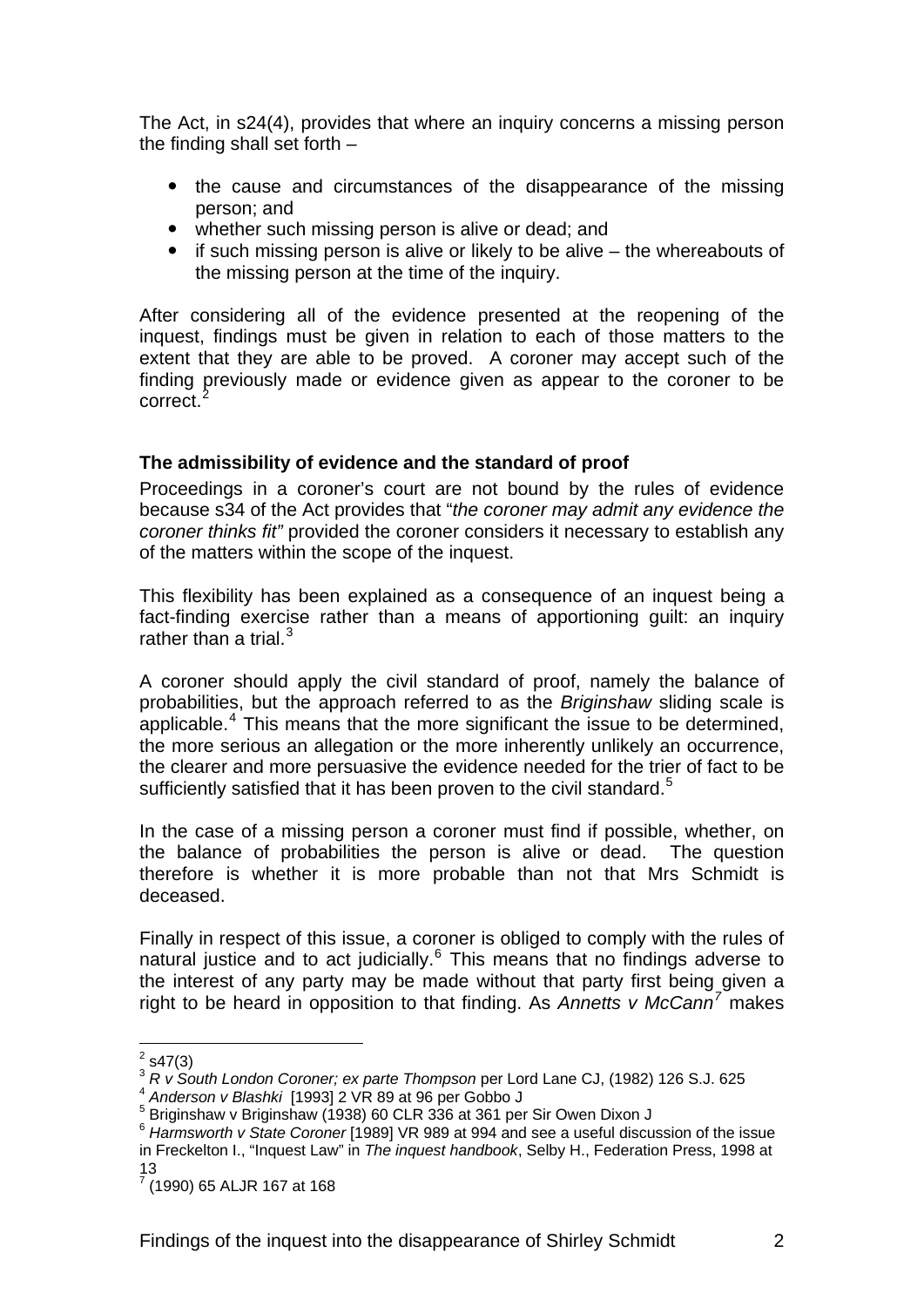The Act, in s24(4), provides that where an inquiry concerns a missing person the finding shall set forth –

- the cause and circumstances of the disappearance of the missing person; and
- whether such missing person is alive or dead; and
- if such missing person is alive or likely to be alive – the whereabouts of the missing person at the time of the inquiry.

After considering all of the evidence presented at the reopening of the inquest, findings must be given in relation to each of those matters to the extent that they are able to be proved. A coroner may accept such of the finding previously made or evidence given as appear to the coroner to be correct.[2]

**The admissibility of evidence and the standard of proof**

Proceedings in a coroner's court are not bound by the rules of evidence because s34 of the Act provides that "*the coroner may admit any evidence the coroner thinks fit"* provided the coroner considers it necessary to establish any of the matters within the scope of the inquest.

This flexibility has been explained as a consequence of an inquest being a fact-finding exercise rather than a means of apportioning guilt: an inquiry rather than a trial.[3]

A coroner should apply the civil standard of proof, namely the balance of probabilities, but the approach referred to as the *Briginshaw* sliding scale is applicable.[4] This means that the more significant the issue to be determined, the more serious an allegation or the more inherently unlikely an occurrence, the clearer and more persuasive the evidence needed for the trier of fact to be sufficiently satisfied that it has been proven to the civil standard.[5]

In the case of a missing person a coroner must find if possible, whether, on the balance of probabilities the person is alive or dead. The question therefore is whether it is more probable than not that Mrs Schmidt is deceased.

Finally in respect of this issue, a coroner is obliged to comply with the rules of natural justice and to act judicially.[6] This means that no findings adverse to the interest of any party may be made without that party first being given a right to be heard in opposition to that finding. As *Annetts v McCann*[7] makes

---

[2] s47(3)
[3] *R v South London Coroner; ex parte Thompson* per Lord Lane CJ, (1982) 126 S.J. 625
[4] *Anderson v Blashki* [1993] 2 VR 89 at 96 per Gobbo J
[5] Briginshaw v Briginshaw (1938) 60 CLR 336 at 361 per Sir Owen Dixon J
[6] *Harmsworth v State Coroner* [1989] VR 989 at 994 and see a useful discussion of the issue in Freckelton I., "Inquest Law" in *The inquest handbook*, Selby H., Federation Press, 1998 at 13
[7] (1990) 65 ALJR 167 at 168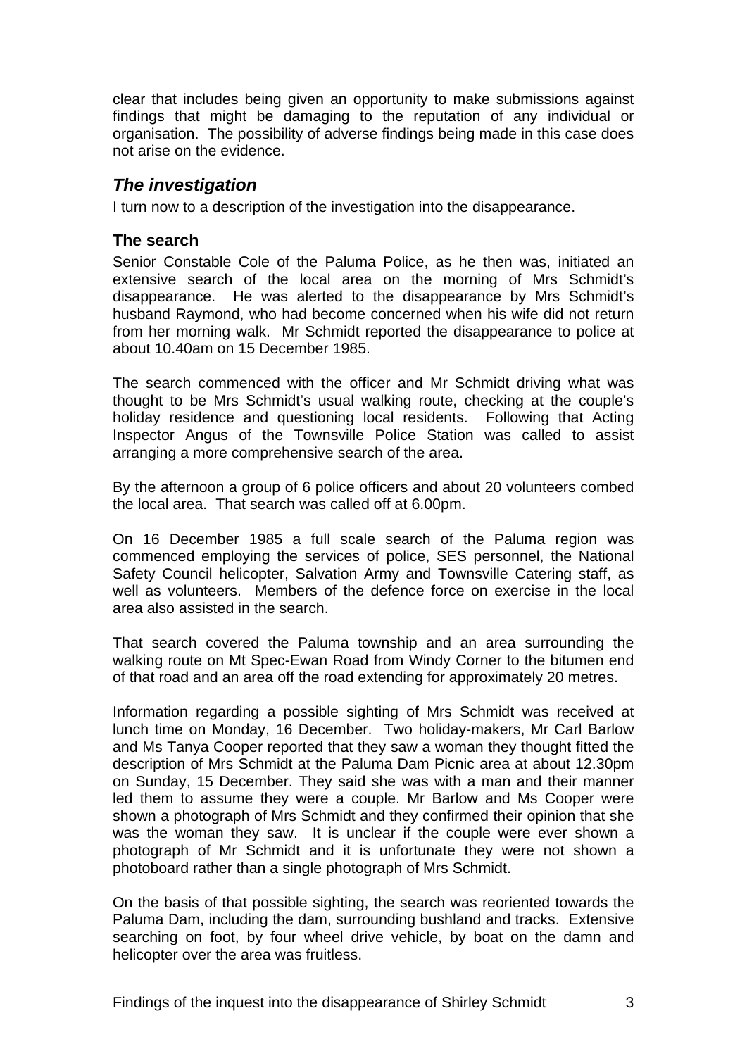clear that includes being given an opportunity to make submissions against findings that might be damaging to the reputation of any individual or organisation. The possibility of adverse findings being made in this case does not arise on the evidence.

## *The investigation*

I turn now to a description of the investigation into the disappearance.

### The search

Senior Constable Cole of the Paluma Police, as he then was, initiated an extensive search of the local area on the morning of Mrs Schmidt's disappearance. He was alerted to the disappearance by Mrs Schmidt's husband Raymond, who had become concerned when his wife did not return from her morning walk. Mr Schmidt reported the disappearance to police at about 10.40am on 15 December 1985.

The search commenced with the officer and Mr Schmidt driving what was thought to be Mrs Schmidt's usual walking route, checking at the couple's holiday residence and questioning local residents. Following that Acting Inspector Angus of the Townsville Police Station was called to assist arranging a more comprehensive search of the area.

By the afternoon a group of 6 police officers and about 20 volunteers combed the local area. That search was called off at 6.00pm.

On 16 December 1985 a full scale search of the Paluma region was commenced employing the services of police, SES personnel, the National Safety Council helicopter, Salvation Army and Townsville Catering staff, as well as volunteers. Members of the defence force on exercise in the local area also assisted in the search.

That search covered the Paluma township and an area surrounding the walking route on Mt Spec-Ewan Road from Windy Corner to the bitumen end of that road and an area off the road extending for approximately 20 metres.

Information regarding a possible sighting of Mrs Schmidt was received at lunch time on Monday, 16 December. Two holiday-makers, Mr Carl Barlow and Ms Tanya Cooper reported that they saw a woman they thought fitted the description of Mrs Schmidt at the Paluma Dam Picnic area at about 12.30pm on Sunday, 15 December. They said she was with a man and their manner led them to assume they were a couple. Mr Barlow and Ms Cooper were shown a photograph of Mrs Schmidt and they confirmed their opinion that she was the woman they saw. It is unclear if the couple were ever shown a photograph of Mr Schmidt and it is unfortunate they were not shown a photoboard rather than a single photograph of Mrs Schmidt.

On the basis of that possible sighting, the search was reoriented towards the Paluma Dam, including the dam, surrounding bushland and tracks. Extensive searching on foot, by four wheel drive vehicle, by boat on the damn and helicopter over the area was fruitless.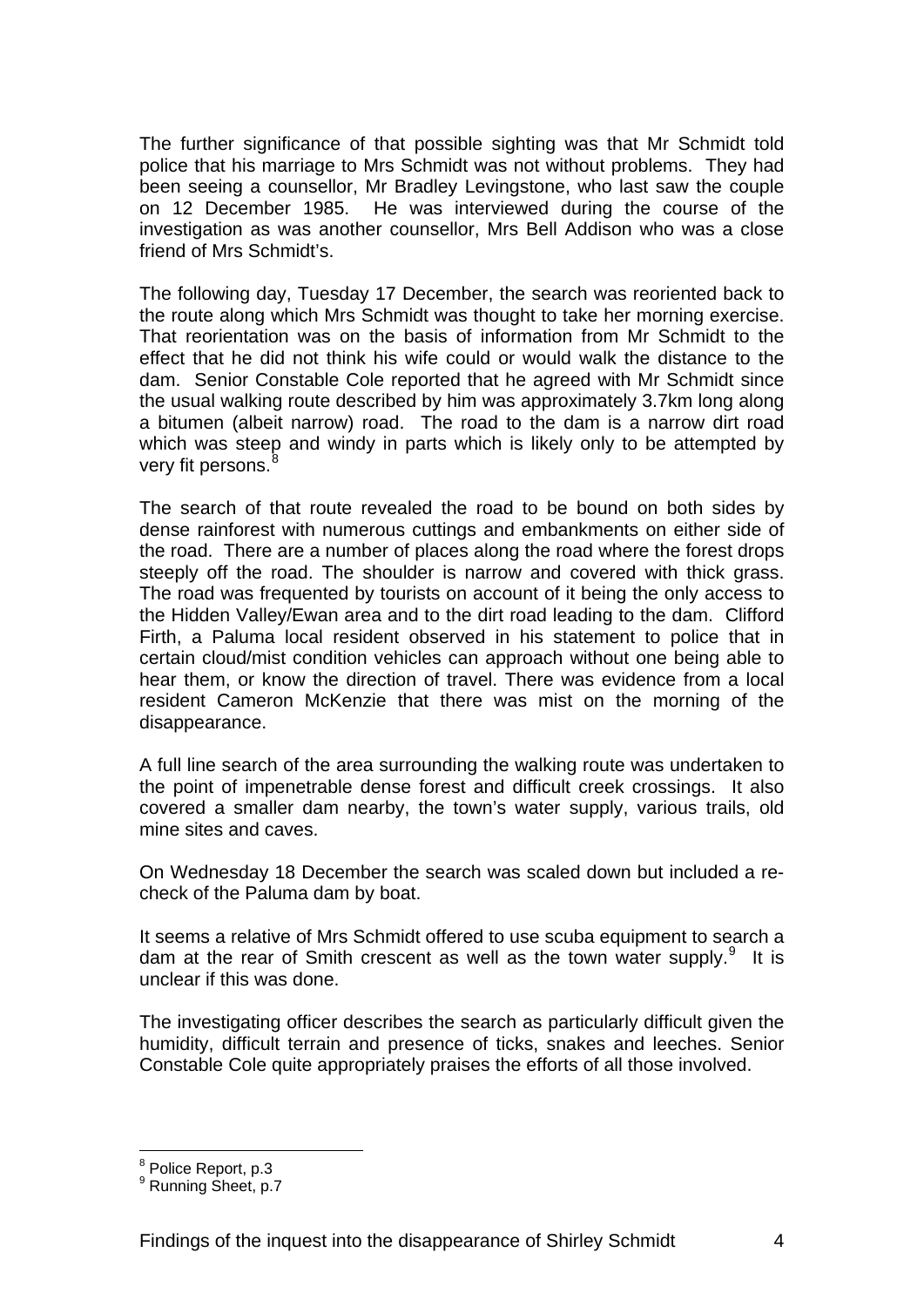The further significance of that possible sighting was that Mr Schmidt told police that his marriage to Mrs Schmidt was not without problems. They had been seeing a counsellor, Mr Bradley Levingstone, who last saw the couple on 12 December 1985. He was interviewed during the course of the investigation as was another counsellor, Mrs Bell Addison who was a close friend of Mrs Schmidt's.

The following day, Tuesday 17 December, the search was reoriented back to the route along which Mrs Schmidt was thought to take her morning exercise. That reorientation was on the basis of information from Mr Schmidt to the effect that he did not think his wife could or would walk the distance to the dam. Senior Constable Cole reported that he agreed with Mr Schmidt since the usual walking route described by him was approximately 3.7km long along a bitumen (albeit narrow) road. The road to the dam is a narrow dirt road which was steep and windy in parts which is likely only to be attempted by very fit persons.[8]

The search of that route revealed the road to be bound on both sides by dense rainforest with numerous cuttings and embankments on either side of the road. There are a number of places along the road where the forest drops steeply off the road. The shoulder is narrow and covered with thick grass. The road was frequented by tourists on account of it being the only access to the Hidden Valley/Ewan area and to the dirt road leading to the dam. Clifford Firth, a Paluma local resident observed in his statement to police that in certain cloud/mist condition vehicles can approach without one being able to hear them, or know the direction of travel. There was evidence from a local resident Cameron McKenzie that there was mist on the morning of the disappearance.

A full line search of the area surrounding the walking route was undertaken to the point of impenetrable dense forest and difficult creek crossings. It also covered a smaller dam nearby, the town's water supply, various trails, old mine sites and caves.

On Wednesday 18 December the search was scaled down but included a re-check of the Paluma dam by boat.

It seems a relative of Mrs Schmidt offered to use scuba equipment to search a dam at the rear of Smith crescent as well as the town water supply.[9] It is unclear if this was done.

The investigating officer describes the search as particularly difficult given the humidity, difficult terrain and presence of ticks, snakes and leeches. Senior Constable Cole quite appropriately praises the efforts of all those involved.

[8] Police Report, p.3
[9] Running Sheet, p.7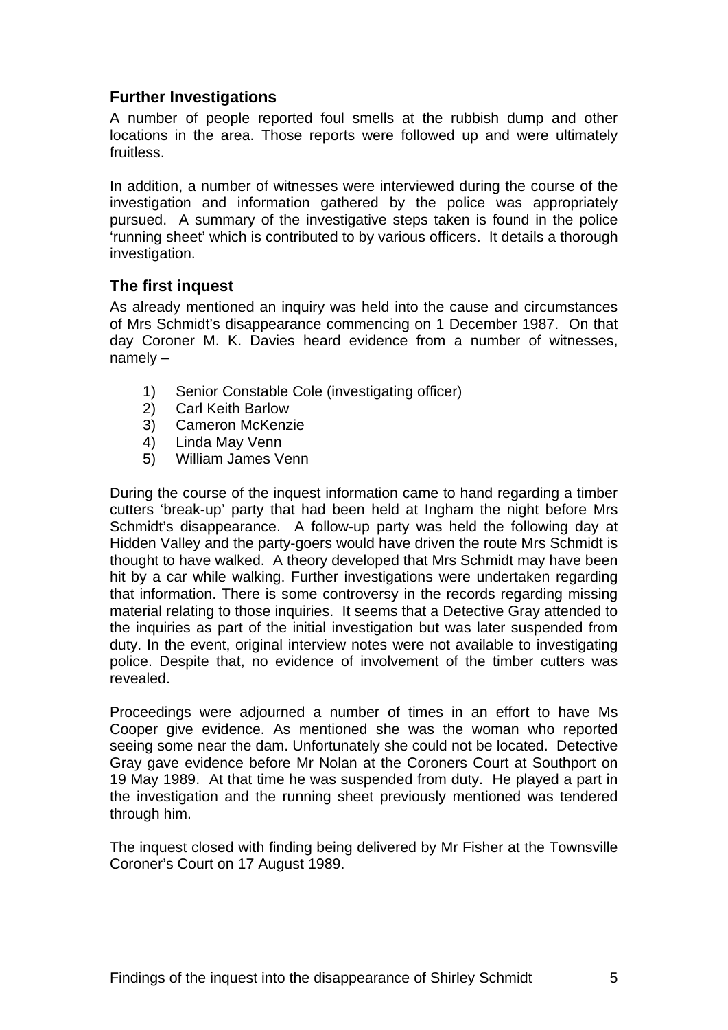## Further Investigations

A number of people reported foul smells at the rubbish dump and other locations in the area. Those reports were followed up and were ultimately fruitless.

In addition, a number of witnesses were interviewed during the course of the investigation and information gathered by the police was appropriately pursued. A summary of the investigative steps taken is found in the police 'running sheet' which is contributed to by various officers. It details a thorough investigation.

## The first inquest

As already mentioned an inquiry was held into the cause and circumstances of Mrs Schmidt's disappearance commencing on 1 December 1987. On that day Coroner M. K. Davies heard evidence from a number of witnesses, namely –

1) Senior Constable Cole (investigating officer)
2) Carl Keith Barlow
3) Cameron McKenzie
4) Linda May Venn
5) William James Venn

During the course of the inquest information came to hand regarding a timber cutters 'break-up' party that had been held at Ingham the night before Mrs Schmidt's disappearance. A follow-up party was held the following day at Hidden Valley and the party-goers would have driven the route Mrs Schmidt is thought to have walked. A theory developed that Mrs Schmidt may have been hit by a car while walking. Further investigations were undertaken regarding that information. There is some controversy in the records regarding missing material relating to those inquiries. It seems that a Detective Gray attended to the inquiries as part of the initial investigation but was later suspended from duty. In the event, original interview notes were not available to investigating police. Despite that, no evidence of involvement of the timber cutters was revealed.

Proceedings were adjourned a number of times in an effort to have Ms Cooper give evidence. As mentioned she was the woman who reported seeing some near the dam. Unfortunately she could not be located. Detective Gray gave evidence before Mr Nolan at the Coroners Court at Southport on 19 May 1989. At that time he was suspended from duty. He played a part in the investigation and the running sheet previously mentioned was tendered through him.

The inquest closed with finding being delivered by Mr Fisher at the Townsville Coroner's Court on 17 August 1989.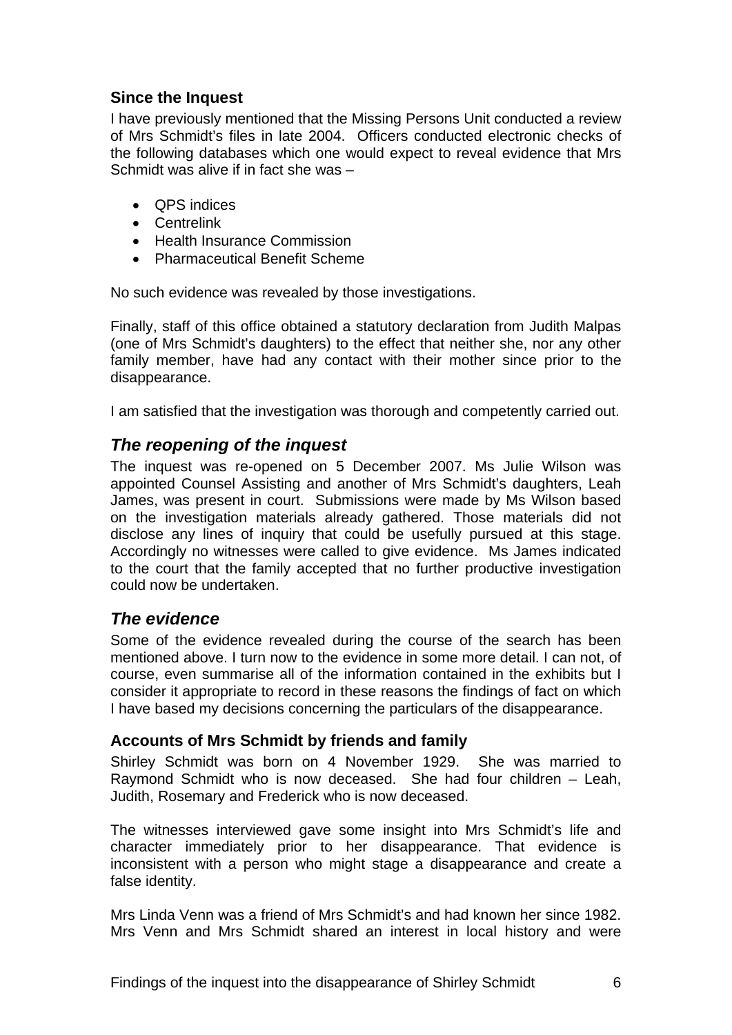### Since the Inquest

I have previously mentioned that the Missing Persons Unit conducted a review of Mrs Schmidt's files in late 2004. Officers conducted electronic checks of the following databases which one would expect to reveal evidence that Mrs Schmidt was alive if in fact she was –

- QPS indices
- Centrelink
- Health Insurance Commission
- Pharmaceutical Benefit Scheme

No such evidence was revealed by those investigations.

Finally, staff of this office obtained a statutory declaration from Judith Malpas (one of Mrs Schmidt's daughters) to the effect that neither she, nor any other family member, have had any contact with their mother since prior to the disappearance.

I am satisfied that the investigation was thorough and competently carried out.

## *The reopening of the inquest*

The inquest was re-opened on 5 December 2007. Ms Julie Wilson was appointed Counsel Assisting and another of Mrs Schmidt's daughters, Leah James, was present in court. Submissions were made by Ms Wilson based on the investigation materials already gathered. Those materials did not disclose any lines of inquiry that could be usefully pursued at this stage. Accordingly no witnesses were called to give evidence. Ms James indicated to the court that the family accepted that no further productive investigation could now be undertaken.

## *The evidence*

Some of the evidence revealed during the course of the search has been mentioned above. I turn now to the evidence in some more detail. I can not, of course, even summarise all of the information contained in the exhibits but I consider it appropriate to record in these reasons the findings of fact on which I have based my decisions concerning the particulars of the disappearance.

### Accounts of Mrs Schmidt by friends and family

Shirley Schmidt was born on 4 November 1929. She was married to Raymond Schmidt who is now deceased. She had four children – Leah, Judith, Rosemary and Frederick who is now deceased.

The witnesses interviewed gave some insight into Mrs Schmidt's life and character immediately prior to her disappearance. That evidence is inconsistent with a person who might stage a disappearance and create a false identity.

Mrs Linda Venn was a friend of Mrs Schmidt's and had known her since 1982. Mrs Venn and Mrs Schmidt shared an interest in local history and were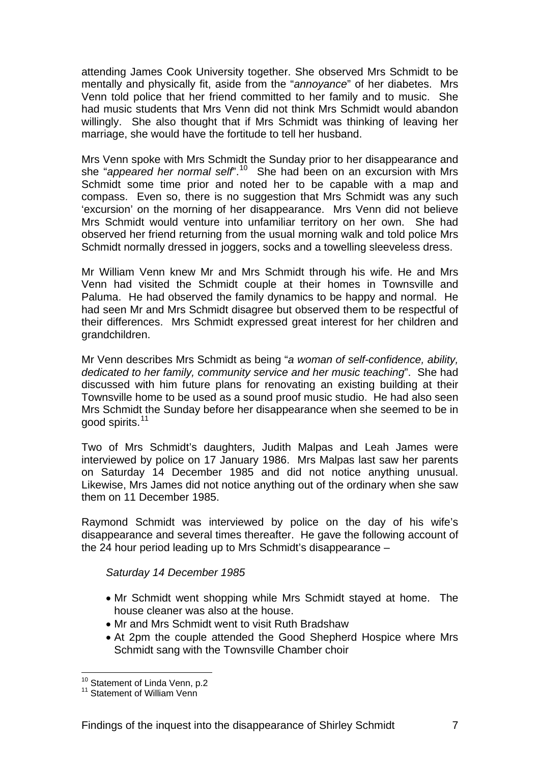attending James Cook University together. She observed Mrs Schmidt to be mentally and physically fit, aside from the "*annoyance*" of her diabetes. Mrs Venn told police that her friend committed to her family and to music. She had music students that Mrs Venn did not think Mrs Schmidt would abandon willingly. She also thought that if Mrs Schmidt was thinking of leaving her marriage, she would have the fortitude to tell her husband.

Mrs Venn spoke with Mrs Schmidt the Sunday prior to her disappearance and she "*appeared her normal self*".[10] She had been on an excursion with Mrs Schmidt some time prior and noted her to be capable with a map and compass. Even so, there is no suggestion that Mrs Schmidt was any such 'excursion' on the morning of her disappearance. Mrs Venn did not believe Mrs Schmidt would venture into unfamiliar territory on her own. She had observed her friend returning from the usual morning walk and told police Mrs Schmidt normally dressed in joggers, socks and a towelling sleeveless dress.

Mr William Venn knew Mr and Mrs Schmidt through his wife. He and Mrs Venn had visited the Schmidt couple at their homes in Townsville and Paluma. He had observed the family dynamics to be happy and normal. He had seen Mr and Mrs Schmidt disagree but observed them to be respectful of their differences. Mrs Schmidt expressed great interest for her children and grandchildren.

Mr Venn describes Mrs Schmidt as being "*a woman of self-confidence, ability, dedicated to her family, community service and her music teaching*". She had discussed with him future plans for renovating an existing building at their Townsville home to be used as a sound proof music studio. He had also seen Mrs Schmidt the Sunday before her disappearance when she seemed to be in good spirits.[11]

Two of Mrs Schmidt's daughters, Judith Malpas and Leah James were interviewed by police on 17 January 1986. Mrs Malpas last saw her parents on Saturday 14 December 1985 and did not notice anything unusual. Likewise, Mrs James did not notice anything out of the ordinary when she saw them on 11 December 1985.

Raymond Schmidt was interviewed by police on the day of his wife's disappearance and several times thereafter. He gave the following account of the 24 hour period leading up to Mrs Schmidt's disappearance –

*Saturday 14 December 1985*

- Mr Schmidt went shopping while Mrs Schmidt stayed at home. The house cleaner was also at the house.
- Mr and Mrs Schmidt went to visit Ruth Bradshaw
- At 2pm the couple attended the Good Shepherd Hospice where Mrs Schmidt sang with the Townsville Chamber choir

---

[10] Statement of Linda Venn, p.2

[11] Statement of William Venn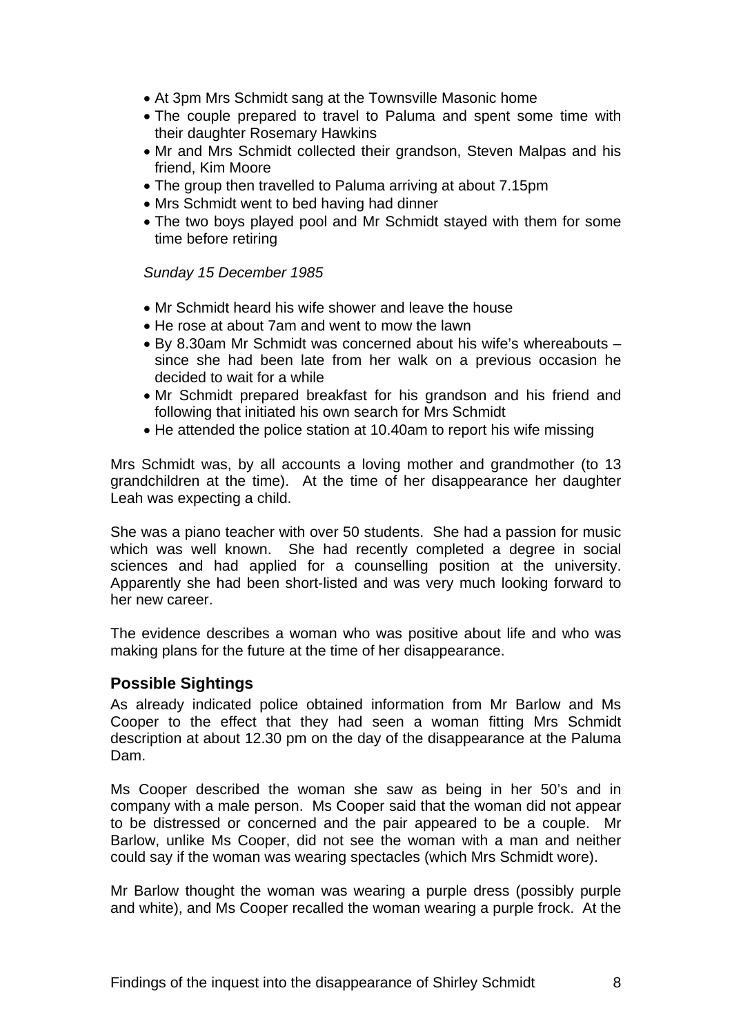- At 3pm Mrs Schmidt sang at the Townsville Masonic home
- The couple prepared to travel to Paluma and spent some time with their daughter Rosemary Hawkins
- Mr and Mrs Schmidt collected their grandson, Steven Malpas and his friend, Kim Moore
- The group then travelled to Paluma arriving at about 7.15pm
- Mrs Schmidt went to bed having had dinner
- The two boys played pool and Mr Schmidt stayed with them for some time before retiring

*Sunday 15 December 1985*

- Mr Schmidt heard his wife shower and leave the house
- He rose at about 7am and went to mow the lawn
- By 8.30am Mr Schmidt was concerned about his wife's whereabouts – since she had been late from her walk on a previous occasion he decided to wait for a while
- Mr Schmidt prepared breakfast for his grandson and his friend and following that initiated his own search for Mrs Schmidt
- He attended the police station at 10.40am to report his wife missing

Mrs Schmidt was, by all accounts a loving mother and grandmother (to 13 grandchildren at the time). At the time of her disappearance her daughter Leah was expecting a child.

She was a piano teacher with over 50 students. She had a passion for music which was well known. She had recently completed a degree in social sciences and had applied for a counselling position at the university. Apparently she had been short-listed and was very much looking forward to her new career.

The evidence describes a woman who was positive about life and who was making plans for the future at the time of her disappearance.

### Possible Sightings

As already indicated police obtained information from Mr Barlow and Ms Cooper to the effect that they had seen a woman fitting Mrs Schmidt description at about 12.30 pm on the day of the disappearance at the Paluma Dam.

Ms Cooper described the woman she saw as being in her 50's and in company with a male person. Ms Cooper said that the woman did not appear to be distressed or concerned and the pair appeared to be a couple. Mr Barlow, unlike Ms Cooper, did not see the woman with a man and neither could say if the woman was wearing spectacles (which Mrs Schmidt wore).

Mr Barlow thought the woman was wearing a purple dress (possibly purple and white), and Ms Cooper recalled the woman wearing a purple frock. At the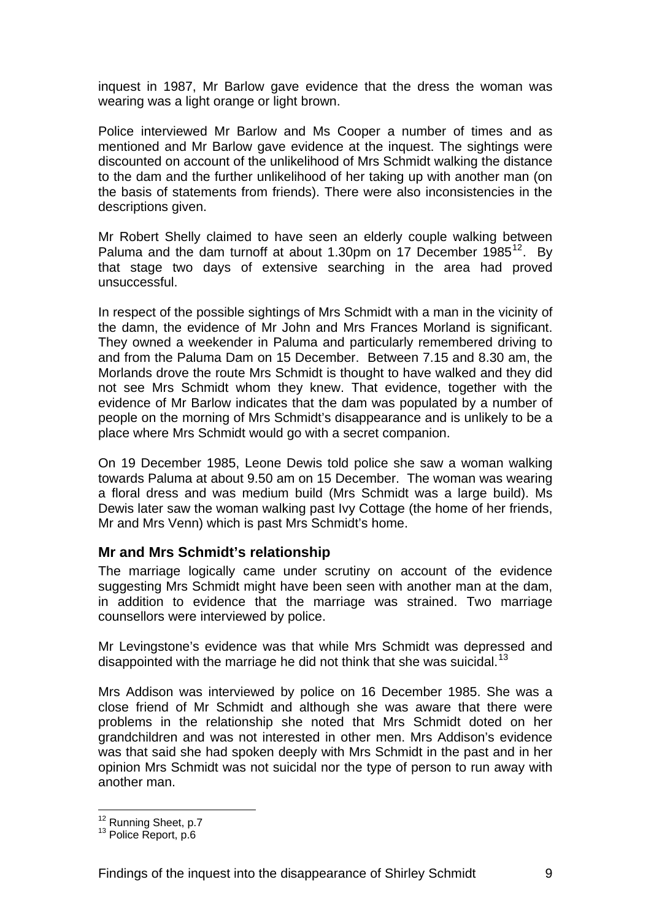inquest in 1987, Mr Barlow gave evidence that the dress the woman was wearing was a light orange or light brown.

Police interviewed Mr Barlow and Ms Cooper a number of times and as mentioned and Mr Barlow gave evidence at the inquest. The sightings were discounted on account of the unlikelihood of Mrs Schmidt walking the distance to the dam and the further unlikelihood of her taking up with another man (on the basis of statements from friends). There were also inconsistencies in the descriptions given.

Mr Robert Shelly claimed to have seen an elderly couple walking between Paluma and the dam turnoff at about 1.30pm on 17 December 1985[12]. By that stage two days of extensive searching in the area had proved unsuccessful.

In respect of the possible sightings of Mrs Schmidt with a man in the vicinity of the damn, the evidence of Mr John and Mrs Frances Morland is significant. They owned a weekender in Paluma and particularly remembered driving to and from the Paluma Dam on 15 December. Between 7.15 and 8.30 am, the Morlands drove the route Mrs Schmidt is thought to have walked and they did not see Mrs Schmidt whom they knew. That evidence, together with the evidence of Mr Barlow indicates that the dam was populated by a number of people on the morning of Mrs Schmidt's disappearance and is unlikely to be a place where Mrs Schmidt would go with a secret companion.

On 19 December 1985, Leone Dewis told police she saw a woman walking towards Paluma at about 9.50 am on 15 December. The woman was wearing a floral dress and was medium build (Mrs Schmidt was a large build). Ms Dewis later saw the woman walking past Ivy Cottage (the home of her friends, Mr and Mrs Venn) which is past Mrs Schmidt's home.

## Mr and Mrs Schmidt's relationship

The marriage logically came under scrutiny on account of the evidence suggesting Mrs Schmidt might have been seen with another man at the dam, in addition to evidence that the marriage was strained. Two marriage counsellors were interviewed by police.

Mr Levingstone's evidence was that while Mrs Schmidt was depressed and disappointed with the marriage he did not think that she was suicidal.[13]

Mrs Addison was interviewed by police on 16 December 1985. She was a close friend of Mr Schmidt and although she was aware that there were problems in the relationship she noted that Mrs Schmidt doted on her grandchildren and was not interested in other men. Mrs Addison's evidence was that said she had spoken deeply with Mrs Schmidt in the past and in her opinion Mrs Schmidt was not suicidal nor the type of person to run away with another man.

---

[12] Running Sheet, p.7

[13] Police Report, p.6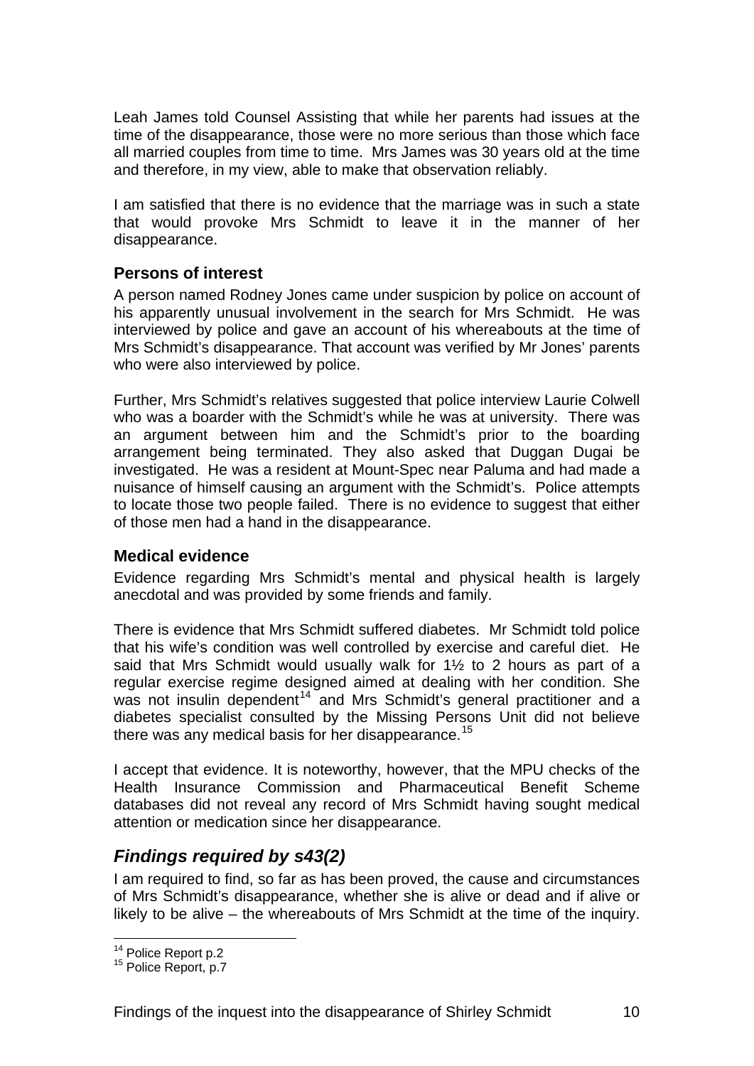Leah James told Counsel Assisting that while her parents had issues at the time of the disappearance, those were no more serious than those which face all married couples from time to time. Mrs James was 30 years old at the time and therefore, in my view, able to make that observation reliably.

I am satisfied that there is no evidence that the marriage was in such a state that would provoke Mrs Schmidt to leave it in the manner of her disappearance.

### Persons of interest

A person named Rodney Jones came under suspicion by police on account of his apparently unusual involvement in the search for Mrs Schmidt. He was interviewed by police and gave an account of his whereabouts at the time of Mrs Schmidt's disappearance. That account was verified by Mr Jones' parents who were also interviewed by police.

Further, Mrs Schmidt's relatives suggested that police interview Laurie Colwell who was a boarder with the Schmidt's while he was at university. There was an argument between him and the Schmidt's prior to the boarding arrangement being terminated. They also asked that Duggan Dugai be investigated. He was a resident at Mount-Spec near Paluma and had made a nuisance of himself causing an argument with the Schmidt's. Police attempts to locate those two people failed. There is no evidence to suggest that either of those men had a hand in the disappearance.

### Medical evidence

Evidence regarding Mrs Schmidt's mental and physical health is largely anecdotal and was provided by some friends and family.

There is evidence that Mrs Schmidt suffered diabetes. Mr Schmidt told police that his wife's condition was well controlled by exercise and careful diet. He said that Mrs Schmidt would usually walk for 1½ to 2 hours as part of a regular exercise regime designed aimed at dealing with her condition. She was not insulin dependent[14] and Mrs Schmidt's general practitioner and a diabetes specialist consulted by the Missing Persons Unit did not believe there was any medical basis for her disappearance.[15]

I accept that evidence. It is noteworthy, however, that the MPU checks of the Health Insurance Commission and Pharmaceutical Benefit Scheme databases did not reveal any record of Mrs Schmidt having sought medical attention or medication since her disappearance.

## *Findings required by s43(2)*

I am required to find, so far as has been proved, the cause and circumstances of Mrs Schmidt's disappearance, whether she is alive or dead and if alive or likely to be alive – the whereabouts of Mrs Schmidt at the time of the inquiry.

---

[14] Police Report p.2

[15] Police Report, p.7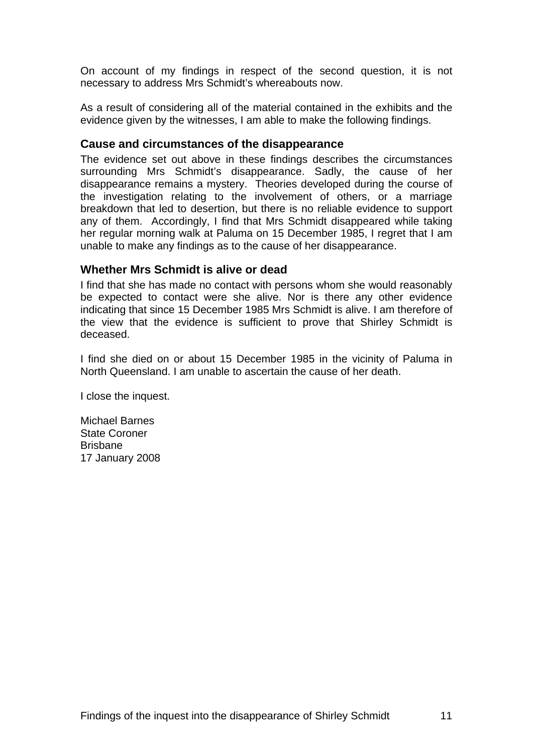On account of my findings in respect of the second question, it is not necessary to address Mrs Schmidt's whereabouts now.

As a result of considering all of the material contained in the exhibits and the evidence given by the witnesses, I am able to make the following findings.

### Cause and circumstances of the disappearance

The evidence set out above in these findings describes the circumstances surrounding Mrs Schmidt's disappearance. Sadly, the cause of her disappearance remains a mystery. Theories developed during the course of the investigation relating to the involvement of others, or a marriage breakdown that led to desertion, but there is no reliable evidence to support any of them. Accordingly, I find that Mrs Schmidt disappeared while taking her regular morning walk at Paluma on 15 December 1985, I regret that I am unable to make any findings as to the cause of her disappearance.

### Whether Mrs Schmidt is alive or dead

I find that she has made no contact with persons whom she would reasonably be expected to contact were she alive. Nor is there any other evidence indicating that since 15 December 1985 Mrs Schmidt is alive. I am therefore of the view that the evidence is sufficient to prove that Shirley Schmidt is deceased.

I find she died on or about 15 December 1985 in the vicinity of Paluma in North Queensland. I am unable to ascertain the cause of her death.

I close the inquest.

Michael Barnes
State Coroner
Brisbane
17 January 2008